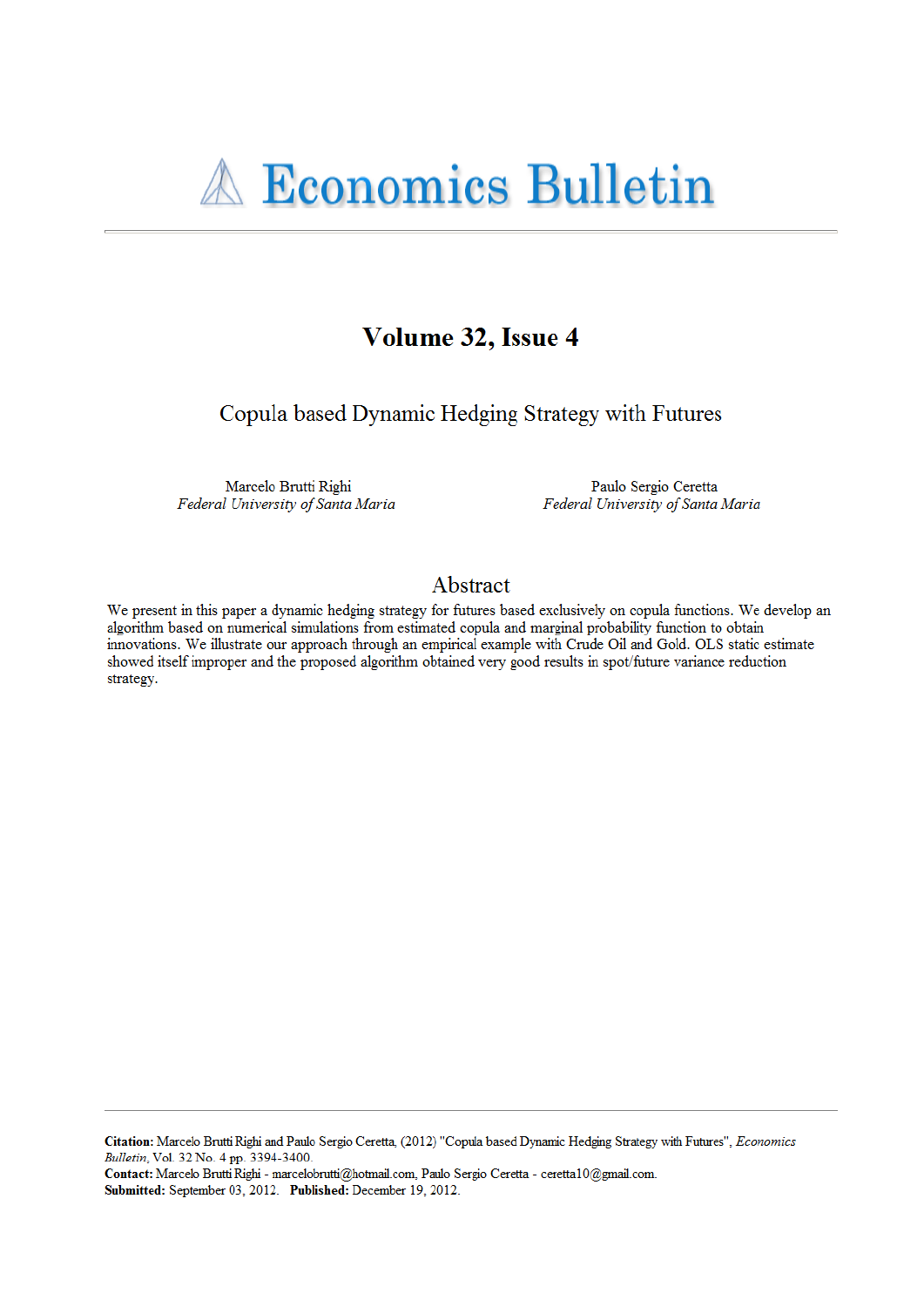# Economics Bulletin

## Volume 32, Issue 4

### Copula based Dynamic Hedging Strategy with Futures

Marcelo Brutti Righi
*Federal University of Santa Maria*

Paulo Sergio Ceretta
*Federal University of Santa Maria*

## Abstract

We present in this paper a dynamic hedging strategy for futures based exclusively on copula functions. We develop an algorithm based on numerical simulations from estimated copula and marginal probability function to obtain innovations. We illustrate our approach through an empirical example with Crude Oil and Gold. OLS static estimate showed itself improper and the proposed algorithm obtained very good results in spot/future variance reduction strategy.

**Citation:** Marcelo Brutti Righi and Paulo Sergio Ceretta, (2012) "Copula based Dynamic Hedging Strategy with Futures", *Economics Bulletin*, Vol. 32 No. 4 pp. 3394-3400.
**Contact:** Marcelo Brutti Righi - marcelobrutti@hotmail.com, Paulo Sergio Ceretta - ceretta10@gmail.com.
**Submitted:** September 03, 2012. **Published:** December 19, 2012.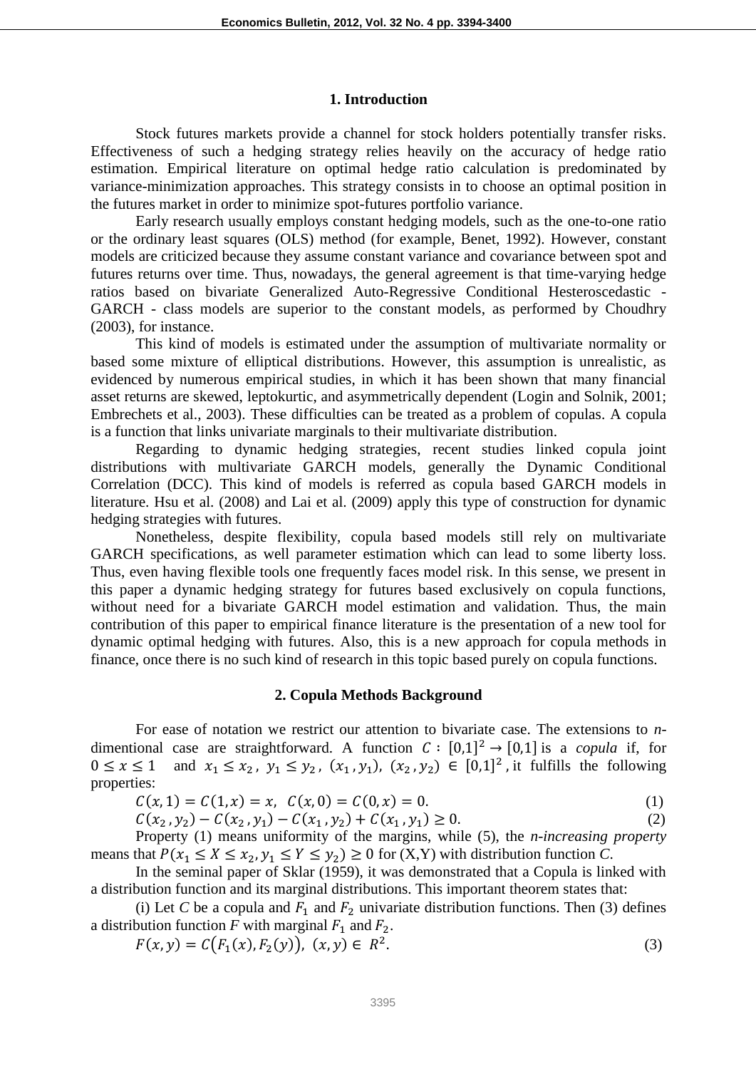## 1. Introduction

Stock futures markets provide a channel for stock holders potentially transfer risks. Effectiveness of such a hedging strategy relies heavily on the accuracy of hedge ratio estimation. Empirical literature on optimal hedge ratio calculation is predominated by variance-minimization approaches. This strategy consists in to choose an optimal position in the futures market in order to minimize spot-futures portfolio variance.

Early research usually employs constant hedging models, such as the one-to-one ratio or the ordinary least squares (OLS) method (for example, Benet, 1992). However, constant models are criticized because they assume constant variance and covariance between spot and futures returns over time. Thus, nowadays, the general agreement is that time-varying hedge ratios based on bivariate Generalized Auto-Regressive Conditional Hesteroscedastic - GARCH - class models are superior to the constant models, as performed by Choudhry (2003), for instance.

This kind of models is estimated under the assumption of multivariate normality or based some mixture of elliptical distributions. However, this assumption is unrealistic, as evidenced by numerous empirical studies, in which it has been shown that many financial asset returns are skewed, leptokurtic, and asymmetrically dependent (Login and Solnik, 2001; Embrechets et al., 2003). These difficulties can be treated as a problem of copulas. A copula is a function that links univariate marginals to their multivariate distribution.

Regarding to dynamic hedging strategies, recent studies linked copula joint distributions with multivariate GARCH models, generally the Dynamic Conditional Correlation (DCC). This kind of models is referred as copula based GARCH models in literature. Hsu et al. (2008) and Lai et al. (2009) apply this type of construction for dynamic hedging strategies with futures.

Nonetheless, despite flexibility, copula based models still rely on multivariate GARCH specifications, as well parameter estimation which can lead to some liberty loss. Thus, even having flexible tools one frequently faces model risk. In this sense, we present in this paper a dynamic hedging strategy for futures based exclusively on copula functions, without need for a bivariate GARCH model estimation and validation. Thus, the main contribution of this paper to empirical finance literature is the presentation of a new tool for dynamic optimal hedging with futures. Also, this is a new approach for copula methods in finance, once there is no such kind of research in this topic based purely on copula functions.

## 2. Copula Methods Background

For ease of notation we restrict our attention to bivariate case. The extensions to *n*-dimentional case are straightforward. A function $C : [0,1]^2 \rightarrow [0,1]$ is a *copula* if, for $0 \leq x \leq 1$ and $x_1 \leq x_2$, $y_1 \leq y_2$, $(x_1, y_1)$, $(x_2, y_2) \in [0,1]^2$, it fulfills the following properties:

$$C(x, 1) = C(1, x) = x, \;\; C(x, 0) = C(0, x) = 0. \tag{1}$$

$$C(x_2, y_2) - C(x_2, y_1) - C(x_1, y_2) + C(x_1, y_1) \geq 0. \tag{2}$$

Property (1) means uniformity of the margins, while (5), the *n-increasing property* means that $P(x_1 \leq X \leq x_2, y_1 \leq Y \leq y_2) \geq 0$ for (X,Y) with distribution function *C*.

In the seminal paper of Sklar (1959), it was demonstrated that a Copula is linked with a distribution function and its marginal distributions. This important theorem states that:

(i) Let *C* be a copula and $F_1$ and $F_2$ univariate distribution functions. Then (3) defines a distribution function *F* with marginal $F_1$ and $F_2$.

$$F(x, y) = C\big(F_1(x), F_2(y)\big), \;\; (x, y) \in R^2. \tag{3}$$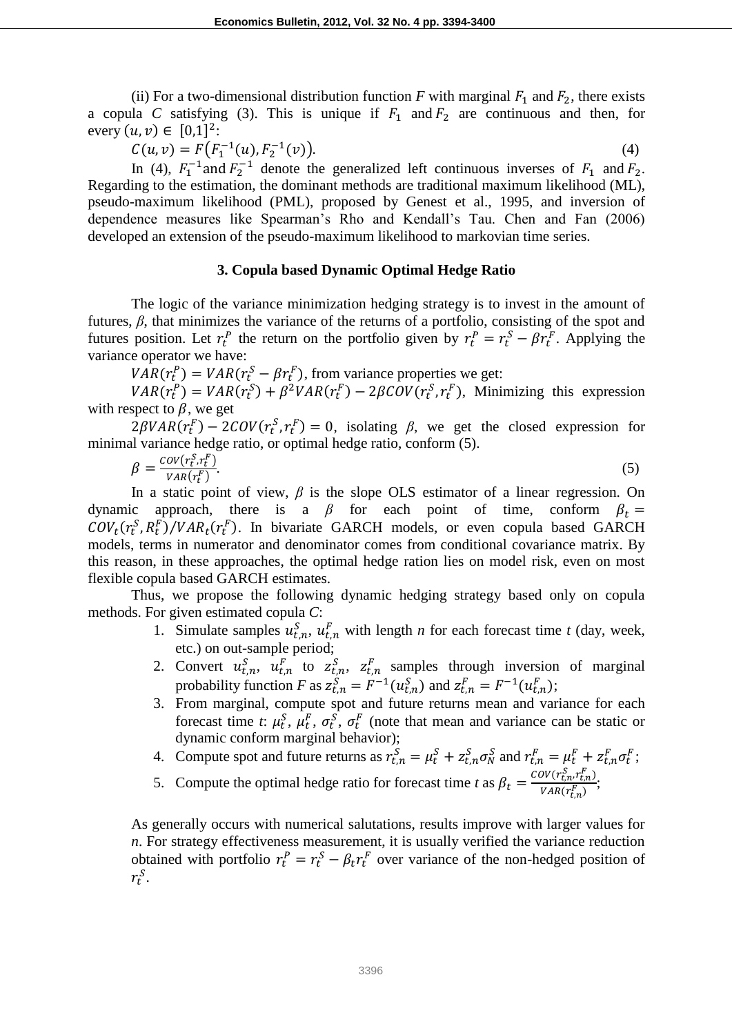(ii) For a two-dimensional distribution function $F$ with marginal $F_1$ and $F_2$, there exists a copula $C$ satisfying (3). This is unique if $F_1$ and $F_2$ are continuous and then, for every $(u, v) \in [0,1]^2$:

$$C(u, v) = F\left(F_1^{-1}(u), F_2^{-1}(v)\right). \tag{4}$$

In (4), $F_1^{-1}$ and $F_2^{-1}$ denote the generalized left continuous inverses of $F_1$ and $F_2$. Regarding to the estimation, the dominant methods are traditional maximum likelihood (ML), pseudo-maximum likelihood (PML), proposed by Genest et al., 1995, and inversion of dependence measures like Spearman's Rho and Kendall's Tau. Chen and Fan (2006) developed an extension of the pseudo-maximum likelihood to markovian time series.

## 3. Copula based Dynamic Optimal Hedge Ratio

The logic of the variance minimization hedging strategy is to invest in the amount of futures, $\beta$, that minimizes the variance of the returns of a portfolio, consisting of the spot and futures position. Let $r_t^P$ the return on the portfolio given by $r_t^P = r_t^S - \beta r_t^F$. Applying the variance operator we have:

$VAR(r_t^P) = VAR(r_t^S - \beta r_t^F)$, from variance properties we get:

$VAR(r_t^P) = VAR(r_t^S) + \beta^2 VAR(r_t^F) - 2\beta COV(r_t^S, r_t^F)$, Minimizing this expression with respect to $\beta$, we get

$2\beta VAR(r_t^F) - 2COV(r_t^S, r_t^F) = 0$, isolating $\beta$, we get the closed expression for minimal variance hedge ratio, or optimal hedge ratio, conform (5).

$$\beta = \frac{COV(r_t^S, r_t^F)}{VAR(r_t^F)}. \tag{5}$$

In a static point of view, $\beta$ is the slope OLS estimator of a linear regression. On dynamic approach, there is a $\beta$ for each point of time, conform $\beta_t = COV_t(r_t^S, R_t^F)/VAR_t(r_t^F)$. In bivariate GARCH models, or even copula based GARCH models, terms in numerator and denominator comes from conditional covariance matrix. By this reason, in these approaches, the optimal hedge ration lies on model risk, even on most flexible copula based GARCH estimates.

Thus, we propose the following dynamic hedging strategy based only on copula methods. For given estimated copula $C$:

1. Simulate samples $u_{t,n}^S$, $u_{t,n}^F$ with length $n$ for each forecast time $t$ (day, week, etc.) on out-sample period;
2. Convert $u_{t,n}^S$, $u_{t,n}^F$ to $z_{t,n}^S$, $z_{t,n}^F$ samples through inversion of marginal probability function $F$ as $z_{t,n}^S = F^{-1}(u_{t,n}^S)$ and $z_{t,n}^F = F^{-1}(u_{t,n}^F)$;
3. From marginal, compute spot and future returns mean and variance for each forecast time $t$: $\mu_t^S$, $\mu_t^F$, $\sigma_t^S$, $\sigma_t^F$ (note that mean and variance can be static or dynamic conform marginal behavior);
4. Compute spot and future returns as $r_{t,n}^S = \mu_t^S + z_{t,n}^S \sigma_N^S$ and $r_{t,n}^F = \mu_t^F + z_{t,n}^F \sigma_t^F$;
5. Compute the optimal hedge ratio for forecast time $t$ as $\beta_t = \frac{COV(r_{t,n}^S, r_{t,n}^F)}{VAR(r_{t,n}^F)}$;

As generally occurs with numerical salutations, results improve with larger values for $n$. For strategy effectiveness measurement, it is usually verified the variance reduction obtained with portfolio $r_t^P = r_t^S - \beta_t r_t^F$ over variance of the non-hedged position of $r_t^S$.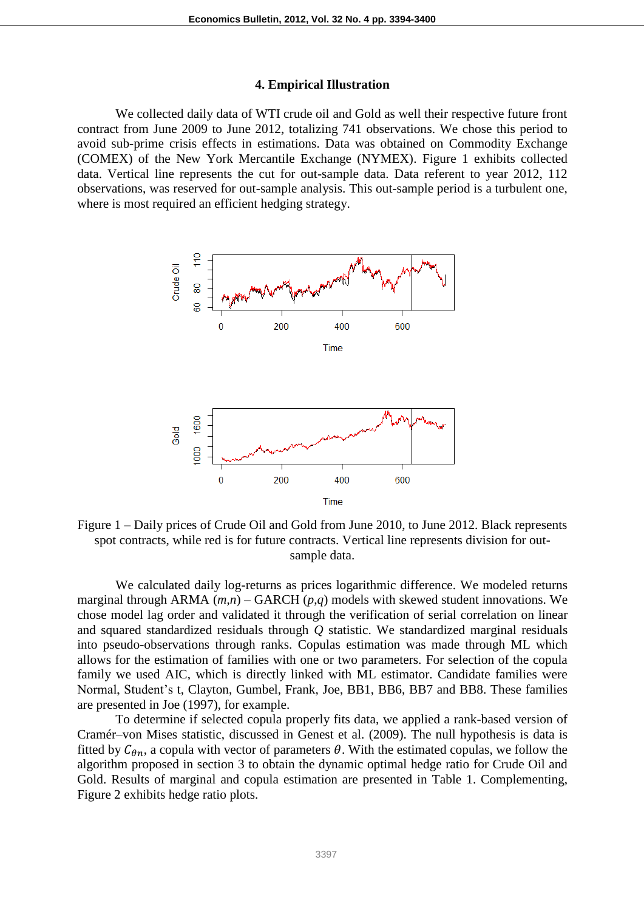## 4. Empirical Illustration

We collected daily data of WTI crude oil and Gold as well their respective future front contract from June 2009 to June 2012, totalizing 741 observations. We chose this period to avoid sub-prime crisis effects in estimations. Data was obtained on Commodity Exchange (COMEX) of the New York Mercantile Exchange (NYMEX). Figure 1 exhibits collected data. Vertical line represents the cut for out-sample data. Data referent to year 2012, 112 observations, was reserved for out-sample analysis. This out-sample period is a turbulent one, where is most required an efficient hedging strategy.

Figure 1 – Daily prices of Crude Oil and Gold from June 2010, to June 2012. Black represents spot contracts, while red is for future contracts. Vertical line represents division for out-sample data.

We calculated daily log-returns as prices logarithmic difference. We modeled returns marginal through ARMA $(m,n)$ – GARCH $(p,q)$ models with skewed student innovations. We chose model lag order and validated it through the verification of serial correlation on linear and squared standardized residuals through $Q$ statistic. We standardized marginal residuals into pseudo-observations through ranks. Copulas estimation was made through ML which allows for the estimation of families with one or two parameters. For selection of the copula family we used AIC, which is directly linked with ML estimator. Candidate families were Normal, Student's t, Clayton, Gumbel, Frank, Joe, BB1, BB6, BB7 and BB8. These families are presented in Joe (1997), for example.

To determine if selected copula properly fits data, we applied a rank-based version of Cramér–von Mises statistic, discussed in Genest et al. (2009). The null hypothesis is data is fitted by $C_{\theta n}$, a copula with vector of parameters $\theta$. With the estimated copulas, we follow the algorithm proposed in section 3 to obtain the dynamic optimal hedge ratio for Crude Oil and Gold. Results of marginal and copula estimation are presented in Table 1. Complementing, Figure 2 exhibits hedge ratio plots.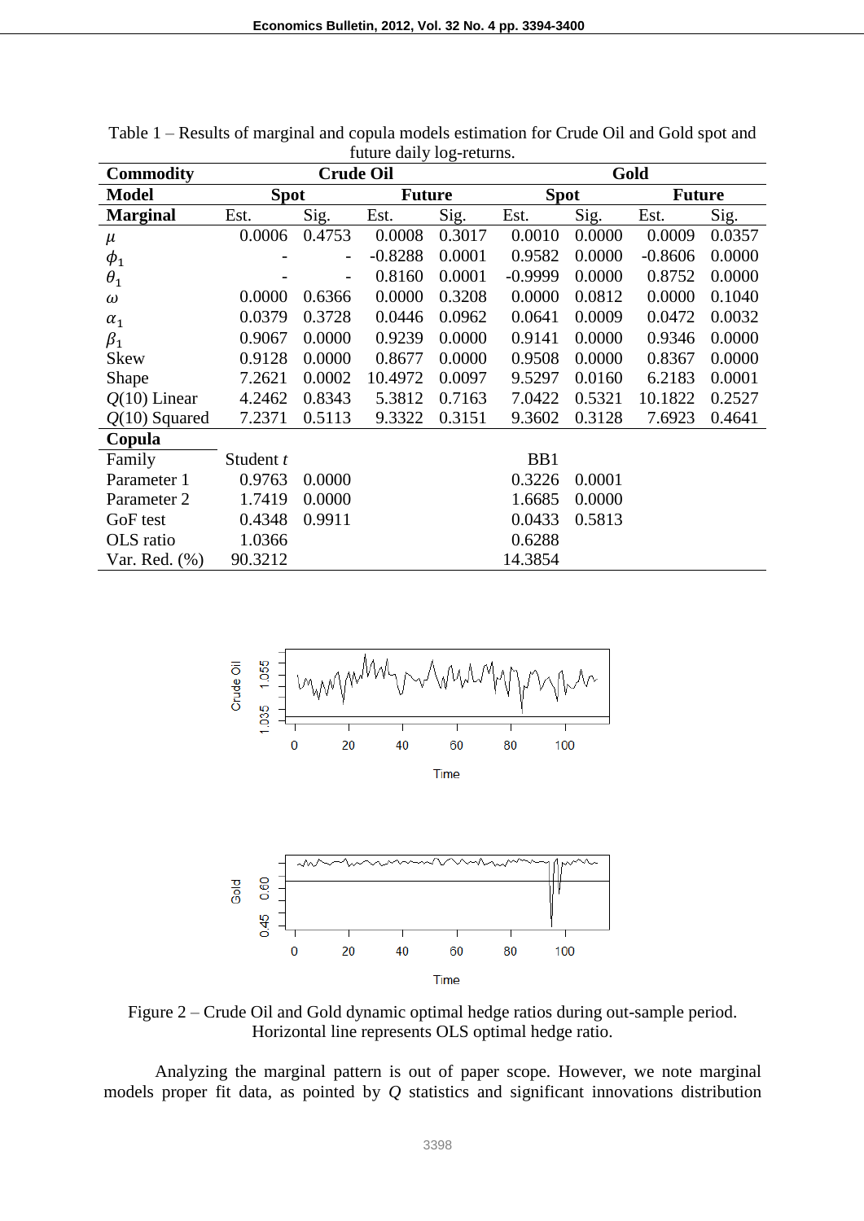Table 1 – Results of marginal and copula models estimation for Crude Oil and Gold spot and future daily log-returns.

| **Commodity** | **Crude Oil** | | | | **Gold** | | | |
|---|---|---|---|---|---|---|---|---|
| **Model** | **Spot** | | **Future** | | **Spot** | | **Future** | |
| **Marginal** | Est. | Sig. | Est. | Sig. | Est. | Sig. | Est. | Sig. |
| $\mu$ | 0.0006 | 0.4753 | 0.0008 | 0.3017 | 0.0010 | 0.0000 | 0.0009 | 0.0357 |
| $\phi_1$ | - | - | -0.8288 | 0.0001 | 0.9582 | 0.0000 | -0.8606 | 0.0000 |
| $\theta_1$ | - | - | 0.8160 | 0.0001 | -0.9999 | 0.0000 | 0.8752 | 0.0000 |
| $\omega$ | 0.0000 | 0.6366 | 0.0000 | 0.3208 | 0.0000 | 0.0812 | 0.0000 | 0.1040 |
| $\alpha_1$ | 0.0379 | 0.3728 | 0.0446 | 0.0962 | 0.0641 | 0.0009 | 0.0472 | 0.0032 |
| $\beta_1$ | 0.9067 | 0.0000 | 0.9239 | 0.0000 | 0.9141 | 0.0000 | 0.9346 | 0.0000 |
| Skew | 0.9128 | 0.0000 | 0.8677 | 0.0000 | 0.9508 | 0.0000 | 0.8367 | 0.0000 |
| Shape | 7.2621 | 0.0002 | 10.4972 | 0.0097 | 9.5297 | 0.0160 | 6.2183 | 0.0001 |
| $Q(10)$ Linear | 4.2462 | 0.8343 | 5.3812 | 0.7163 | 7.0422 | 0.5321 | 10.1822 | 0.2527 |
| $Q(10)$ Squared | 7.2371 | 0.5113 | 9.3322 | 0.3151 | 9.3602 | 0.3128 | 7.6923 | 0.4641 |
| **Copula** | | | | | | | | |
| Family | Student $t$ | | | | BB1 | | | |
| Parameter 1 | 0.9763 | 0.0000 | | | 0.3226 | 0.0001 | | |
| Parameter 2 | 1.7419 | 0.0000 | | | 1.6685 | 0.0000 | | |
| GoF test | 0.4348 | 0.9911 | | | 0.0433 | 0.5813 | | |
| OLS ratio | 1.0366 | | | | 0.6288 | | | |
| Var. Red. (%) | 90.3212 | | | | 14.3854 | | | |

Figure 2 – Crude Oil and Gold dynamic optimal hedge ratios during out-sample period. Horizontal line represents OLS optimal hedge ratio.

Analyzing the marginal pattern is out of paper scope. However, we note marginal models proper fit data, as pointed by $Q$ statistics and significant innovations distribution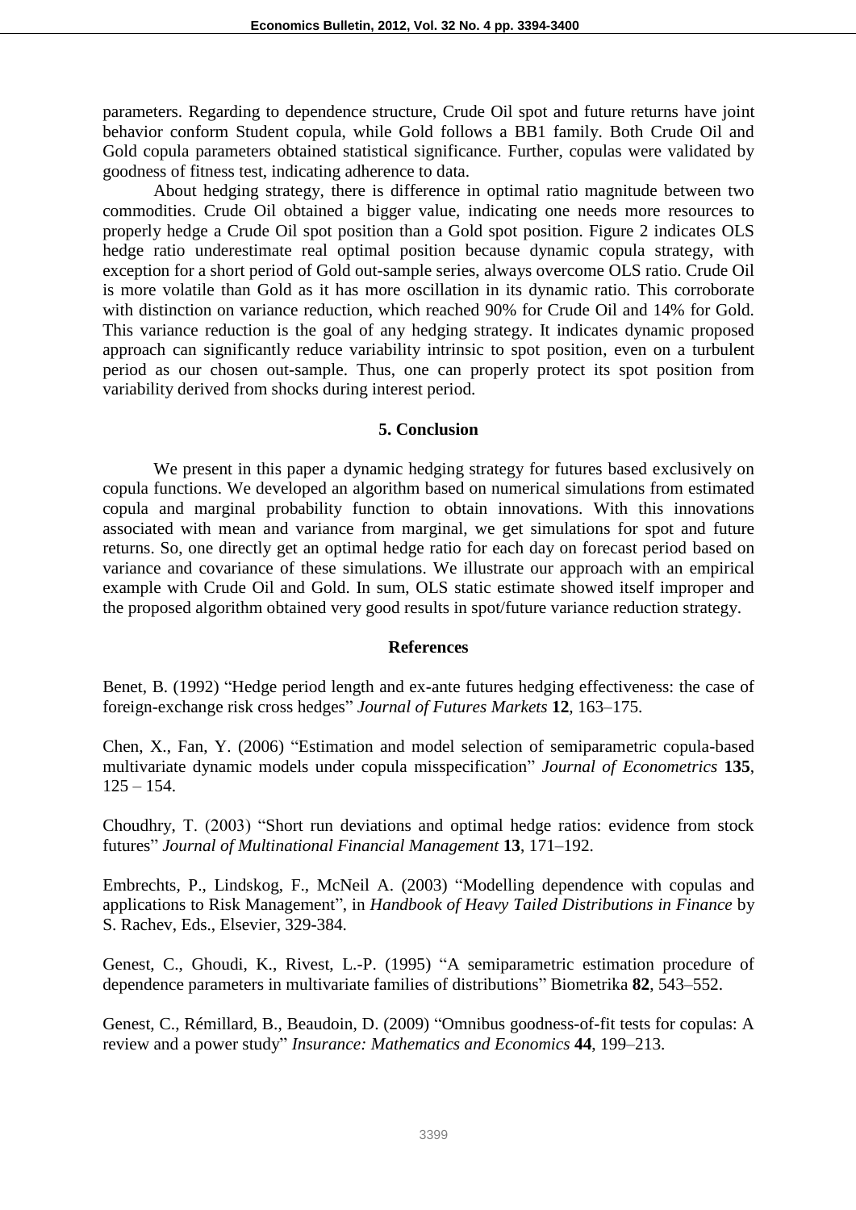parameters. Regarding to dependence structure, Crude Oil spot and future returns have joint behavior conform Student copula, while Gold follows a BB1 family. Both Crude Oil and Gold copula parameters obtained statistical significance. Further, copulas were validated by goodness of fitness test, indicating adherence to data.

About hedging strategy, there is difference in optimal ratio magnitude between two commodities. Crude Oil obtained a bigger value, indicating one needs more resources to properly hedge a Crude Oil spot position than a Gold spot position. Figure 2 indicates OLS hedge ratio underestimate real optimal position because dynamic copula strategy, with exception for a short period of Gold out-sample series, always overcome OLS ratio. Crude Oil is more volatile than Gold as it has more oscillation in its dynamic ratio. This corroborate with distinction on variance reduction, which reached 90% for Crude Oil and 14% for Gold. This variance reduction is the goal of any hedging strategy. It indicates dynamic proposed approach can significantly reduce variability intrinsic to spot position, even on a turbulent period as our chosen out-sample. Thus, one can properly protect its spot position from variability derived from shocks during interest period.

## 5. Conclusion

We present in this paper a dynamic hedging strategy for futures based exclusively on copula functions. We developed an algorithm based on numerical simulations from estimated copula and marginal probability function to obtain innovations. With this innovations associated with mean and variance from marginal, we get simulations for spot and future returns. So, one directly get an optimal hedge ratio for each day on forecast period based on variance and covariance of these simulations. We illustrate our approach with an empirical example with Crude Oil and Gold. In sum, OLS static estimate showed itself improper and the proposed algorithm obtained very good results in spot/future variance reduction strategy.

## References

Benet, B. (1992) "Hedge period length and ex-ante futures hedging effectiveness: the case of foreign-exchange risk cross hedges" *Journal of Futures Markets* **12**, 163–175.

Chen, X., Fan, Y. (2006) "Estimation and model selection of semiparametric copula-based multivariate dynamic models under copula misspecification" *Journal of Econometrics* **135**, 125 – 154.

Choudhry, T. (2003) "Short run deviations and optimal hedge ratios: evidence from stock futures" *Journal of Multinational Financial Management* **13**, 171–192.

Embrechts, P., Lindskog, F., McNeil A. (2003) "Modelling dependence with copulas and applications to Risk Management", in *Handbook of Heavy Tailed Distributions in Finance* by S. Rachev, Eds., Elsevier, 329-384.

Genest, C., Ghoudi, K., Rivest, L.-P. (1995) "A semiparametric estimation procedure of dependence parameters in multivariate families of distributions" Biometrika **82**, 543–552.

Genest, C., Rémillard, B., Beaudoin, D. (2009) "Omnibus goodness-of-fit tests for copulas: A review and a power study" *Insurance: Mathematics and Economics* **44**, 199–213.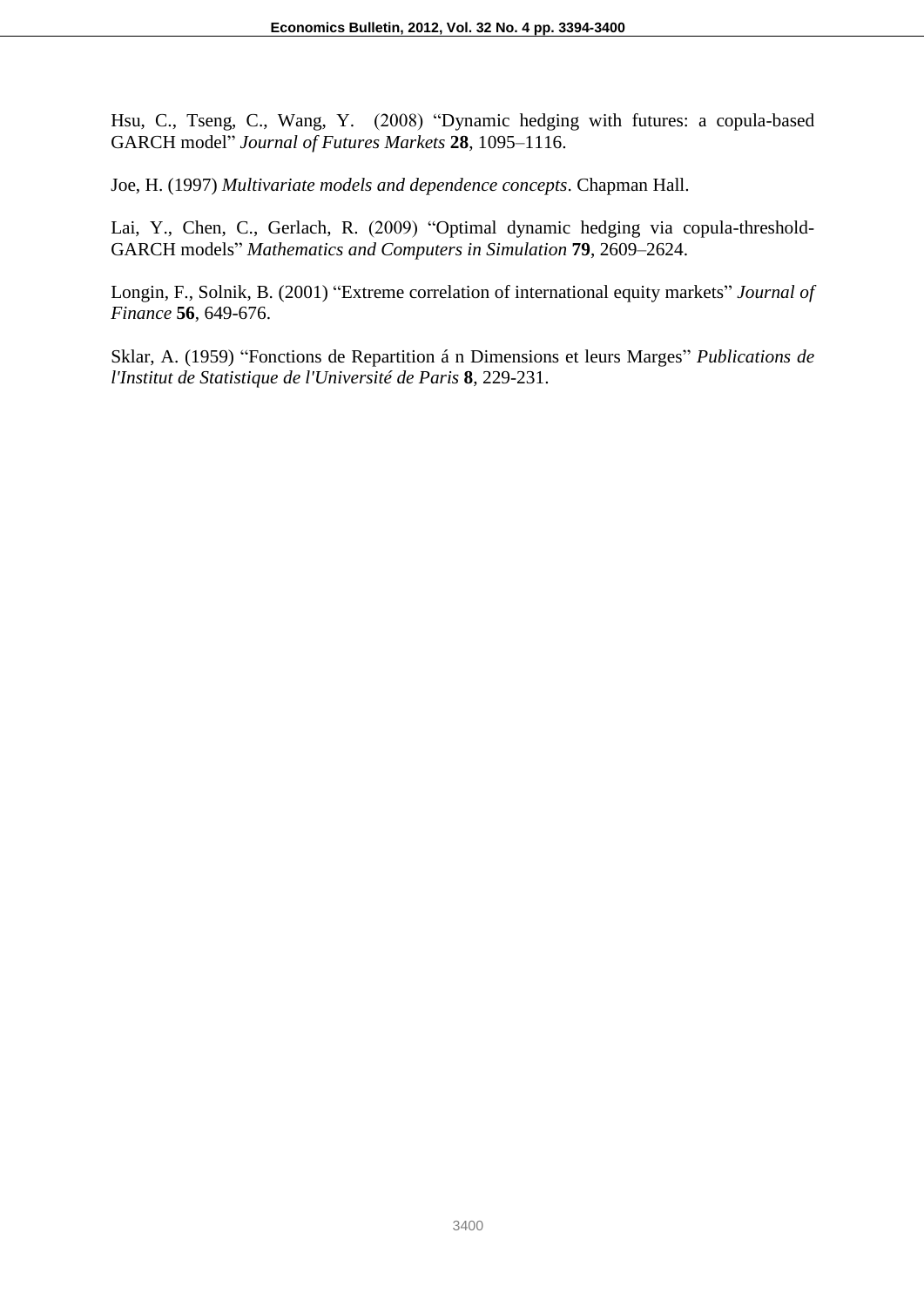Hsu, C., Tseng, C., Wang, Y. (2008) "Dynamic hedging with futures: a copula-based GARCH model" *Journal of Futures Markets* **28**, 1095–1116.

Joe, H. (1997) *Multivariate models and dependence concepts*. Chapman Hall.

Lai, Y., Chen, C., Gerlach, R. (2009) "Optimal dynamic hedging via copula-threshold-GARCH models" *Mathematics and Computers in Simulation* **79**, 2609–2624.

Longin, F., Solnik, B. (2001) "Extreme correlation of international equity markets" *Journal of Finance* **56**, 649-676.

Sklar, A. (1959) "Fonctions de Repartition á n Dimensions et leurs Marges" *Publications de l'Institut de Statistique de l'Université de Paris* **8**, 229-231.